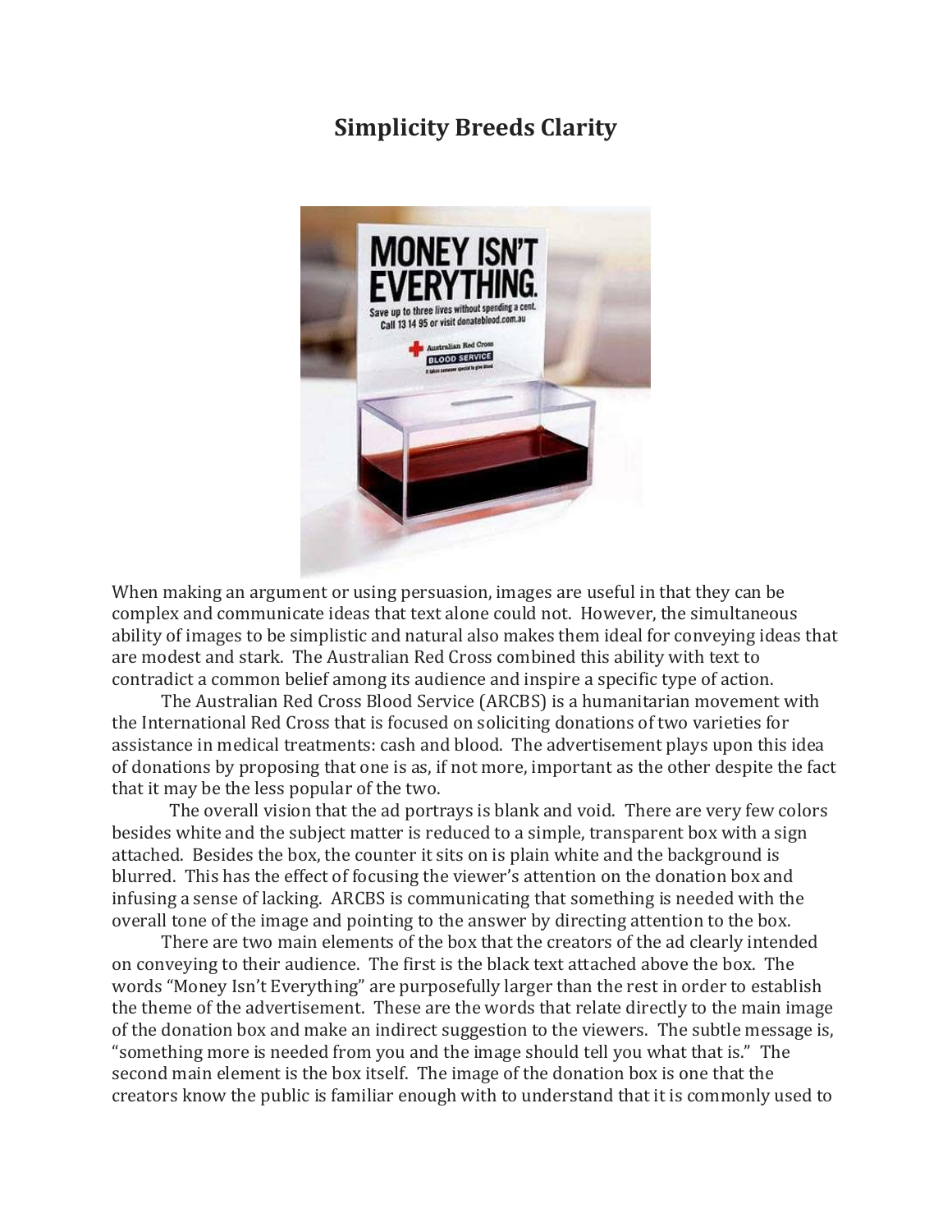# Simplicity Breeds Clarity

When making an argument or using persuasion, images are useful in that they can be complex and communicate ideas that text alone could not. However, the simultaneous ability of images to be simplistic and natural also makes them ideal for conveying ideas that are modest and stark. The Australian Red Cross combined this ability with text to contradict a common belief among its audience and inspire a specific type of action.

The Australian Red Cross Blood Service (ARCBS) is a humanitarian movement with the International Red Cross that is focused on soliciting donations of two varieties for assistance in medical treatments: cash and blood. The advertisement plays upon this idea of donations by proposing that one is as, if not more, important as the other despite the fact that it may be the less popular of the two.

The overall vision that the ad portrays is blank and void. There are very few colors besides white and the subject matter is reduced to a simple, transparent box with a sign attached. Besides the box, the counter it sits on is plain white and the background is blurred. This has the effect of focusing the viewer's attention on the donation box and infusing a sense of lacking. ARCBS is communicating that something is needed with the overall tone of the image and pointing to the answer by directing attention to the box.

There are two main elements of the box that the creators of the ad clearly intended on conveying to their audience. The first is the black text attached above the box. The words "Money Isn't Everything" are purposefully larger than the rest in order to establish the theme of the advertisement. These are the words that relate directly to the main image of the donation box and make an indirect suggestion to the viewers. The subtle message is, "something more is needed from you and the image should tell you what that is." The second main element is the box itself. The image of the donation box is one that the creators know the public is familiar enough with to understand that it is commonly used to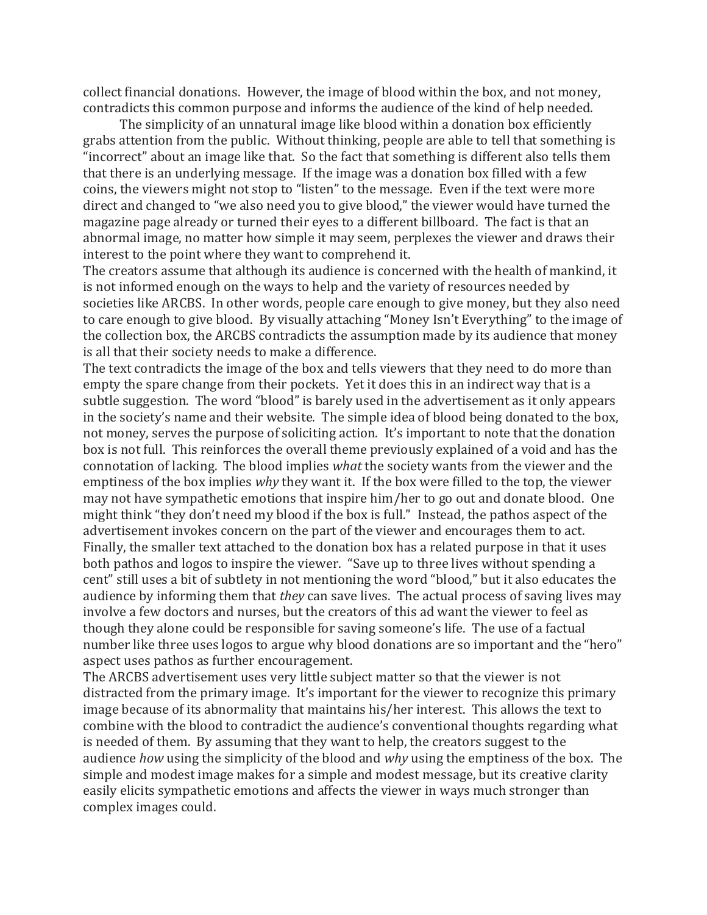collect financial donations. However, the image of blood within the box, and not money, contradicts this common purpose and informs the audience of the kind of help needed.

The simplicity of an unnatural image like blood within a donation box efficiently grabs attention from the public. Without thinking, people are able to tell that something is "incorrect" about an image like that. So the fact that something is different also tells them that there is an underlying message. If the image was a donation box filled with a few coins, the viewers might not stop to "listen" to the message. Even if the text were more direct and changed to "we also need you to give blood," the viewer would have turned the magazine page already or turned their eyes to a different billboard. The fact is that an abnormal image, no matter how simple it may seem, perplexes the viewer and draws their interest to the point where they want to comprehend it.

The creators assume that although its audience is concerned with the health of mankind, it is not informed enough on the ways to help and the variety of resources needed by societies like ARCBS. In other words, people care enough to give money, but they also need to care enough to give blood. By visually attaching "Money Isn't Everything" to the image of the collection box, the ARCBS contradicts the assumption made by its audience that money is all that their society needs to make a difference.

The text contradicts the image of the box and tells viewers that they need to do more than empty the spare change from their pockets. Yet it does this in an indirect way that is a subtle suggestion. The word "blood" is barely used in the advertisement as it only appears in the society's name and their website. The simple idea of blood being donated to the box, not money, serves the purpose of soliciting action. It's important to note that the donation box is not full. This reinforces the overall theme previously explained of a void and has the connotation of lacking. The blood implies *what* the society wants from the viewer and the emptiness of the box implies *why* they want it. If the box were filled to the top, the viewer may not have sympathetic emotions that inspire him/her to go out and donate blood. One might think "they don't need my blood if the box is full." Instead, the pathos aspect of the advertisement invokes concern on the part of the viewer and encourages them to act.

Finally, the smaller text attached to the donation box has a related purpose in that it uses both pathos and logos to inspire the viewer. "Save up to three lives without spending a cent" still uses a bit of subtlety in not mentioning the word "blood," but it also educates the audience by informing them that *they* can save lives. The actual process of saving lives may involve a few doctors and nurses, but the creators of this ad want the viewer to feel as though they alone could be responsible for saving someone's life. The use of a factual number like three uses logos to argue why blood donations are so important and the "hero" aspect uses pathos as further encouragement.

The ARCBS advertisement uses very little subject matter so that the viewer is not distracted from the primary image. It's important for the viewer to recognize this primary image because of its abnormality that maintains his/her interest. This allows the text to combine with the blood to contradict the audience's conventional thoughts regarding what is needed of them. By assuming that they want to help, the creators suggest to the audience *how* using the simplicity of the blood and *why* using the emptiness of the box. The simple and modest image makes for a simple and modest message, but its creative clarity easily elicits sympathetic emotions and affects the viewer in ways much stronger than complex images could.